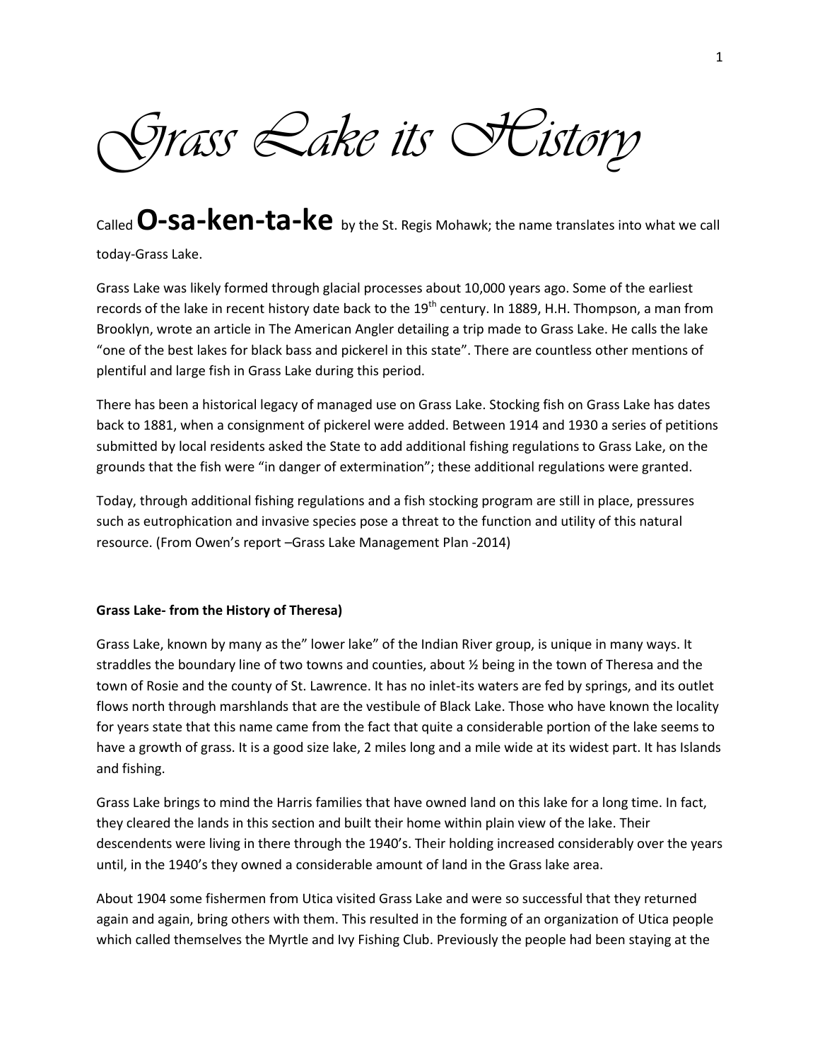# *Grass Lake its History*

Called **O-sa-ken-ta-ke** by the St. Regis Mohawk; the name translates into what we call today-Grass Lake.

Grass Lake was likely formed through glacial processes about 10,000 years ago. Some of the earliest records of the lake in recent history date back to the 19th century. In 1889, H.H. Thompson, a man from Brooklyn, wrote an article in The American Angler detailing a trip made to Grass Lake. He calls the lake "one of the best lakes for black bass and pickerel in this state". There are countless other mentions of plentiful and large fish in Grass Lake during this period.

There has been a historical legacy of managed use on Grass Lake. Stocking fish on Grass Lake has dates back to 1881, when a consignment of pickerel were added. Between 1914 and 1930 a series of petitions submitted by local residents asked the State to add additional fishing regulations to Grass Lake, on the grounds that the fish were "in danger of extermination"; these additional regulations were granted.

Today, through additional fishing regulations and a fish stocking program are still in place, pressures such as eutrophication and invasive species pose a threat to the function and utility of this natural resource. (From Owen's report –Grass Lake Management Plan -2014)

**Grass Lake- from the History of Theresa)**

Grass Lake, known by many as the" lower lake" of the Indian River group, is unique in many ways. It straddles the boundary line of two towns and counties, about ½ being in the town of Theresa and the town of Rosie and the county of St. Lawrence. It has no inlet-its waters are fed by springs, and its outlet flows north through marshlands that are the vestibule of Black Lake. Those who have known the locality for years state that this name came from the fact that quite a considerable portion of the lake seems to have a growth of grass. It is a good size lake, 2 miles long and a mile wide at its widest part. It has Islands and fishing.

Grass Lake brings to mind the Harris families that have owned land on this lake for a long time. In fact, they cleared the lands in this section and built their home within plain view of the lake. Their descendents were living in there through the 1940's. Their holding increased considerably over the years until, in the 1940's they owned a considerable amount of land in the Grass lake area.

About 1904 some fishermen from Utica visited Grass Lake and were so successful that they returned again and again, bring others with them. This resulted in the forming of an organization of Utica people which called themselves the Myrtle and Ivy Fishing Club. Previously the people had been staying at the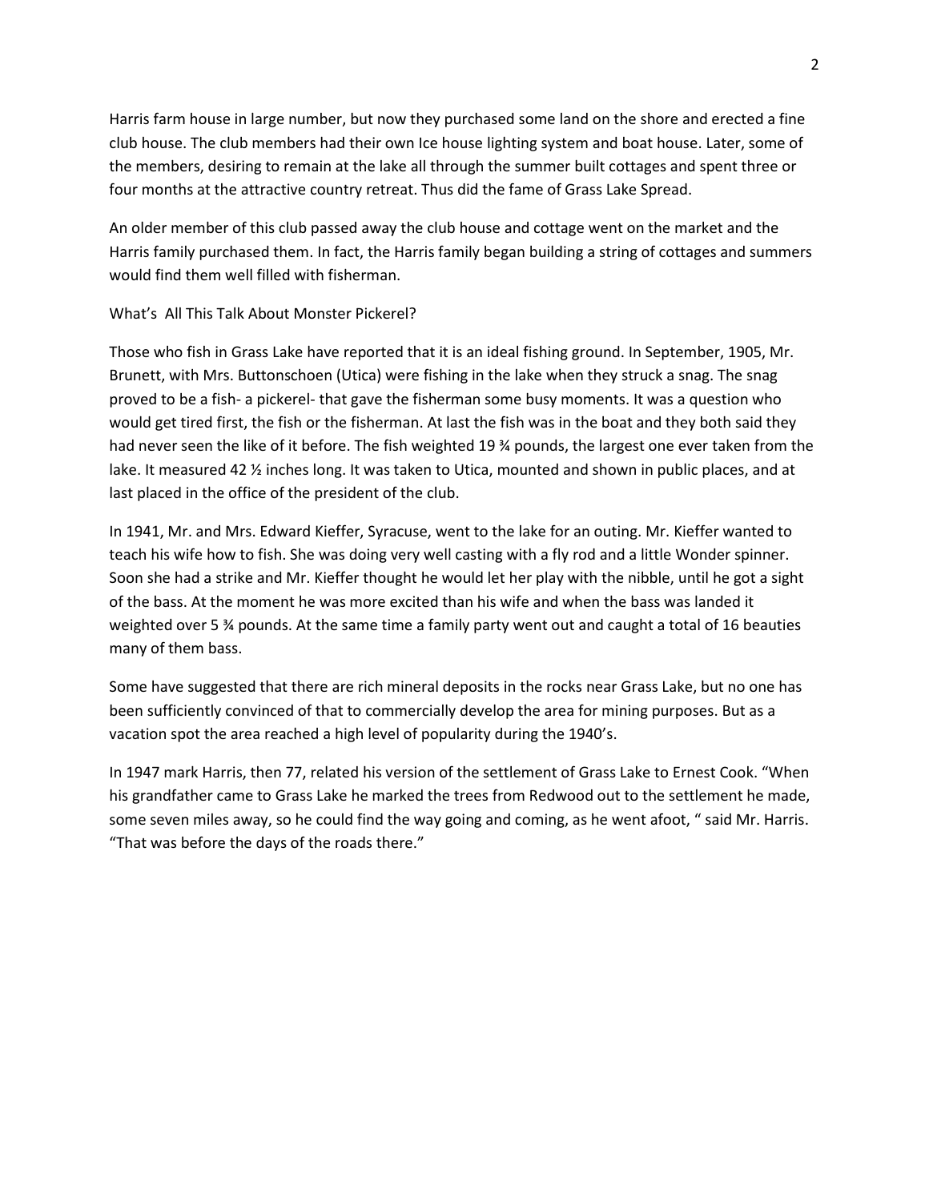Harris farm house in large number, but now they purchased some land on the shore and erected a fine club house. The club members had their own Ice house lighting system and boat house. Later, some of the members, desiring to remain at the lake all through the summer built cottages and spent three or four months at the attractive country retreat. Thus did the fame of Grass Lake Spread.

An older member of this club passed away the club house and cottage went on the market and the Harris family purchased them. In fact, the Harris family began building a string of cottages and summers would find them well filled with fisherman.

What's All This Talk About Monster Pickerel?

Those who fish in Grass Lake have reported that it is an ideal fishing ground. In September, 1905, Mr. Brunett, with Mrs. Buttonschoen (Utica) were fishing in the lake when they struck a snag. The snag proved to be a fish- a pickerel- that gave the fisherman some busy moments. It was a question who would get tired first, the fish or the fisherman. At last the fish was in the boat and they both said they had never seen the like of it before. The fish weighted 19 ¾ pounds, the largest one ever taken from the lake. It measured 42 ½ inches long. It was taken to Utica, mounted and shown in public places, and at last placed in the office of the president of the club.

In 1941, Mr. and Mrs. Edward Kieffer, Syracuse, went to the lake for an outing. Mr. Kieffer wanted to teach his wife how to fish. She was doing very well casting with a fly rod and a little Wonder spinner. Soon she had a strike and Mr. Kieffer thought he would let her play with the nibble, until he got a sight of the bass. At the moment he was more excited than his wife and when the bass was landed it weighted over 5 ¾ pounds. At the same time a family party went out and caught a total of 16 beauties many of them bass.

Some have suggested that there are rich mineral deposits in the rocks near Grass Lake, but no one has been sufficiently convinced of that to commercially develop the area for mining purposes. But as a vacation spot the area reached a high level of popularity during the 1940's.

In 1947 mark Harris, then 77, related his version of the settlement of Grass Lake to Ernest Cook. "When his grandfather came to Grass Lake he marked the trees from Redwood out to the settlement he made, some seven miles away, so he could find the way going and coming, as he went afoot, " said Mr. Harris. "That was before the days of the roads there."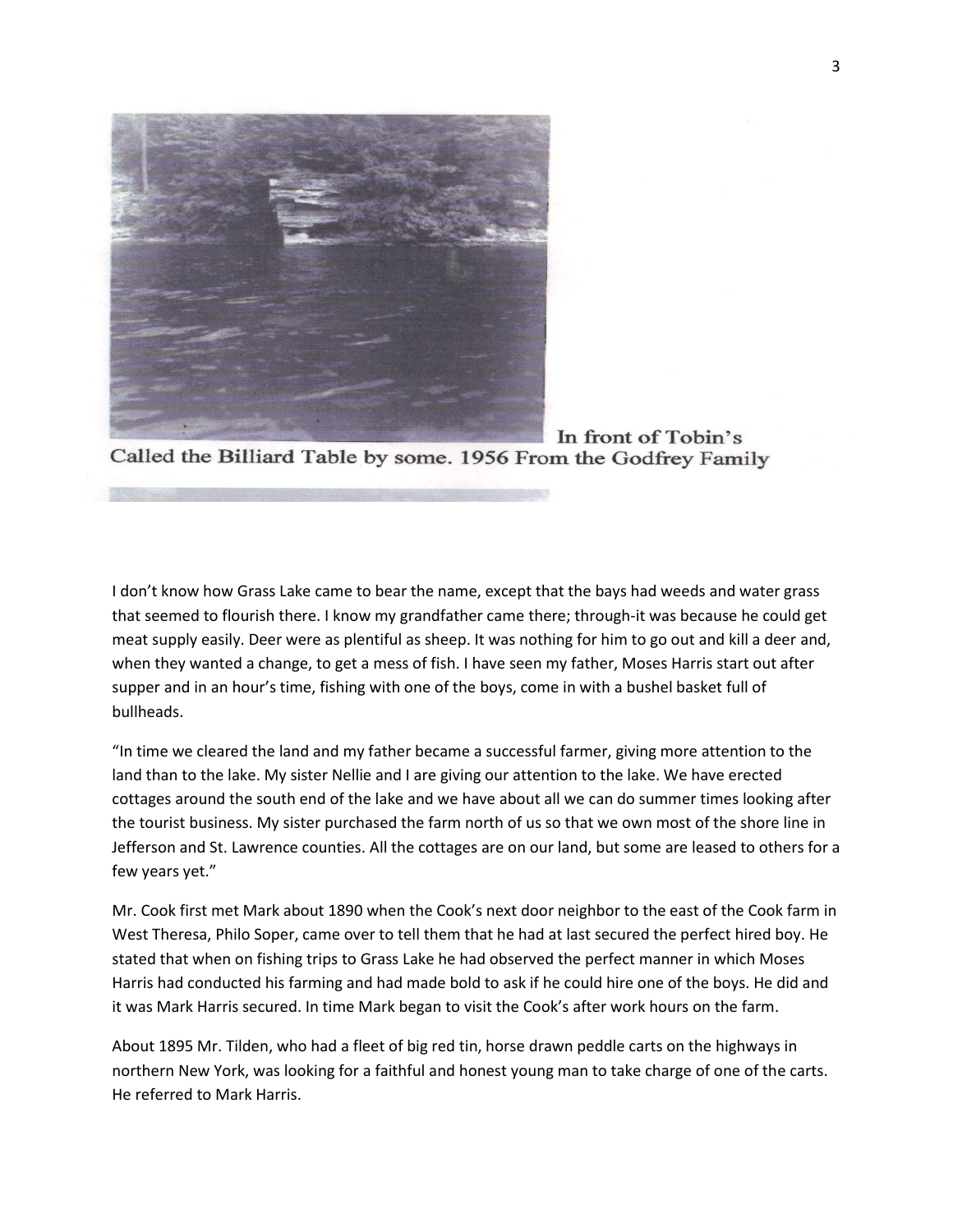In front of Tobin's
Called the Billiard Table by some. 1956 From the Godfrey Family

I don't know how Grass Lake came to bear the name, except that the bays had weeds and water grass that seemed to flourish there. I know my grandfather came there; through-it was because he could get meat supply easily. Deer were as plentiful as sheep. It was nothing for him to go out and kill a deer and, when they wanted a change, to get a mess of fish. I have seen my father, Moses Harris start out after supper and in an hour's time, fishing with one of the boys, come in with a bushel basket full of bullheads.

"In time we cleared the land and my father became a successful farmer, giving more attention to the land than to the lake. My sister Nellie and I are giving our attention to the lake. We have erected cottages around the south end of the lake and we have about all we can do summer times looking after the tourist business. My sister purchased the farm north of us so that we own most of the shore line in Jefferson and St. Lawrence counties. All the cottages are on our land, but some are leased to others for a few years yet."

Mr. Cook first met Mark about 1890 when the Cook's next door neighbor to the east of the Cook farm in West Theresa, Philo Soper, came over to tell them that he had at last secured the perfect hired boy. He stated that when on fishing trips to Grass Lake he had observed the perfect manner in which Moses Harris had conducted his farming and had made bold to ask if he could hire one of the boys. He did and it was Mark Harris secured. In time Mark began to visit the Cook's after work hours on the farm.

About 1895 Mr. Tilden, who had a fleet of big red tin, horse drawn peddle carts on the highways in northern New York, was looking for a faithful and honest young man to take charge of one of the carts. He referred to Mark Harris.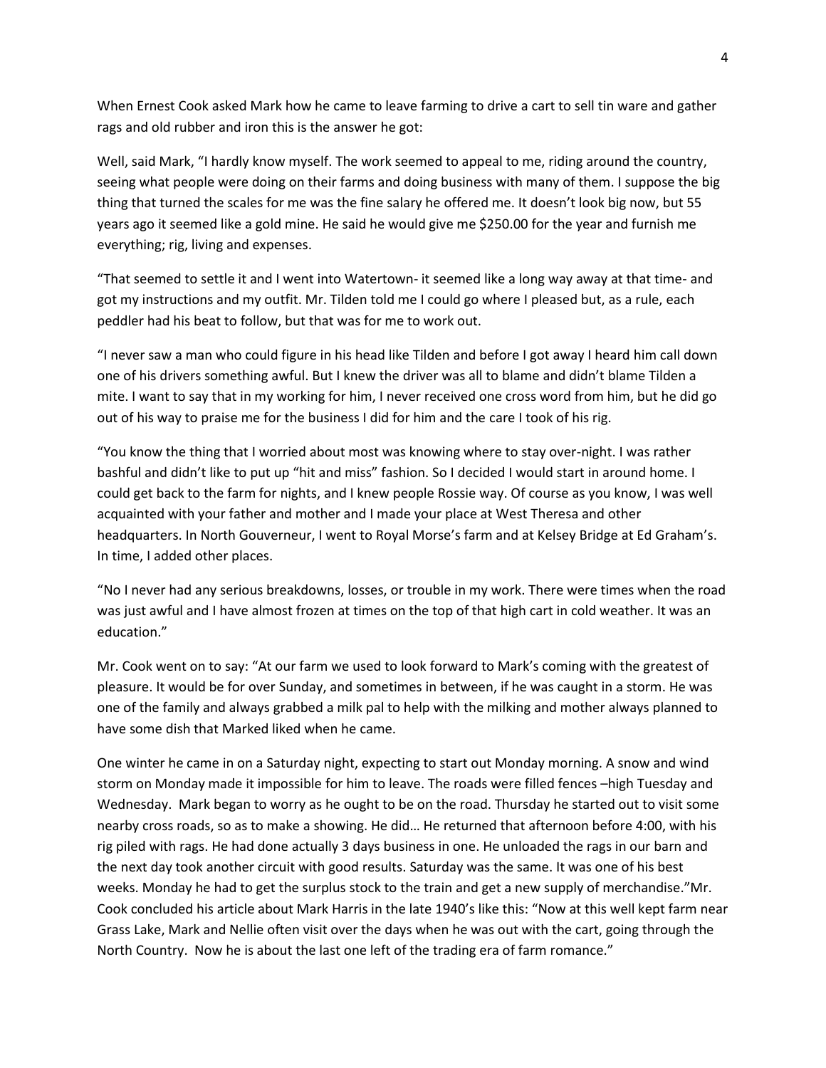When Ernest Cook asked Mark how he came to leave farming to drive a cart to sell tin ware and gather rags and old rubber and iron this is the answer he got:

Well, said Mark, "I hardly know myself. The work seemed to appeal to me, riding around the country, seeing what people were doing on their farms and doing business with many of them. I suppose the big thing that turned the scales for me was the fine salary he offered me. It doesn't look big now, but 55 years ago it seemed like a gold mine. He said he would give me $250.00 for the year and furnish me everything; rig, living and expenses.

"That seemed to settle it and I went into Watertown- it seemed like a long way away at that time- and got my instructions and my outfit. Mr. Tilden told me I could go where I pleased but, as a rule, each peddler had his beat to follow, but that was for me to work out.

"I never saw a man who could figure in his head like Tilden and before I got away I heard him call down one of his drivers something awful. But I knew the driver was all to blame and didn't blame Tilden a mite. I want to say that in my working for him, I never received one cross word from him, but he did go out of his way to praise me for the business I did for him and the care I took of his rig.

"You know the thing that I worried about most was knowing where to stay over-night. I was rather bashful and didn't like to put up "hit and miss" fashion. So I decided I would start in around home. I could get back to the farm for nights, and I knew people Rossie way. Of course as you know, I was well acquainted with your father and mother and I made your place at West Theresa and other headquarters. In North Gouverneur, I went to Royal Morse's farm and at Kelsey Bridge at Ed Graham's. In time, I added other places.

"No I never had any serious breakdowns, losses, or trouble in my work. There were times when the road was just awful and I have almost frozen at times on the top of that high cart in cold weather. It was an education."

Mr. Cook went on to say: "At our farm we used to look forward to Mark's coming with the greatest of pleasure. It would be for over Sunday, and sometimes in between, if he was caught in a storm. He was one of the family and always grabbed a milk pal to help with the milking and mother always planned to have some dish that Marked liked when he came.

One winter he came in on a Saturday night, expecting to start out Monday morning. A snow and wind storm on Monday made it impossible for him to leave. The roads were filled fences –high Tuesday and Wednesday. Mark began to worry as he ought to be on the road. Thursday he started out to visit some nearby cross roads, so as to make a showing. He did… He returned that afternoon before 4:00, with his rig piled with rags. He had done actually 3 days business in one. He unloaded the rags in our barn and the next day took another circuit with good results. Saturday was the same. It was one of his best weeks. Monday he had to get the surplus stock to the train and get a new supply of merchandise."Mr. Cook concluded his article about Mark Harris in the late 1940's like this: "Now at this well kept farm near Grass Lake, Mark and Nellie often visit over the days when he was out with the cart, going through the North Country. Now he is about the last one left of the trading era of farm romance."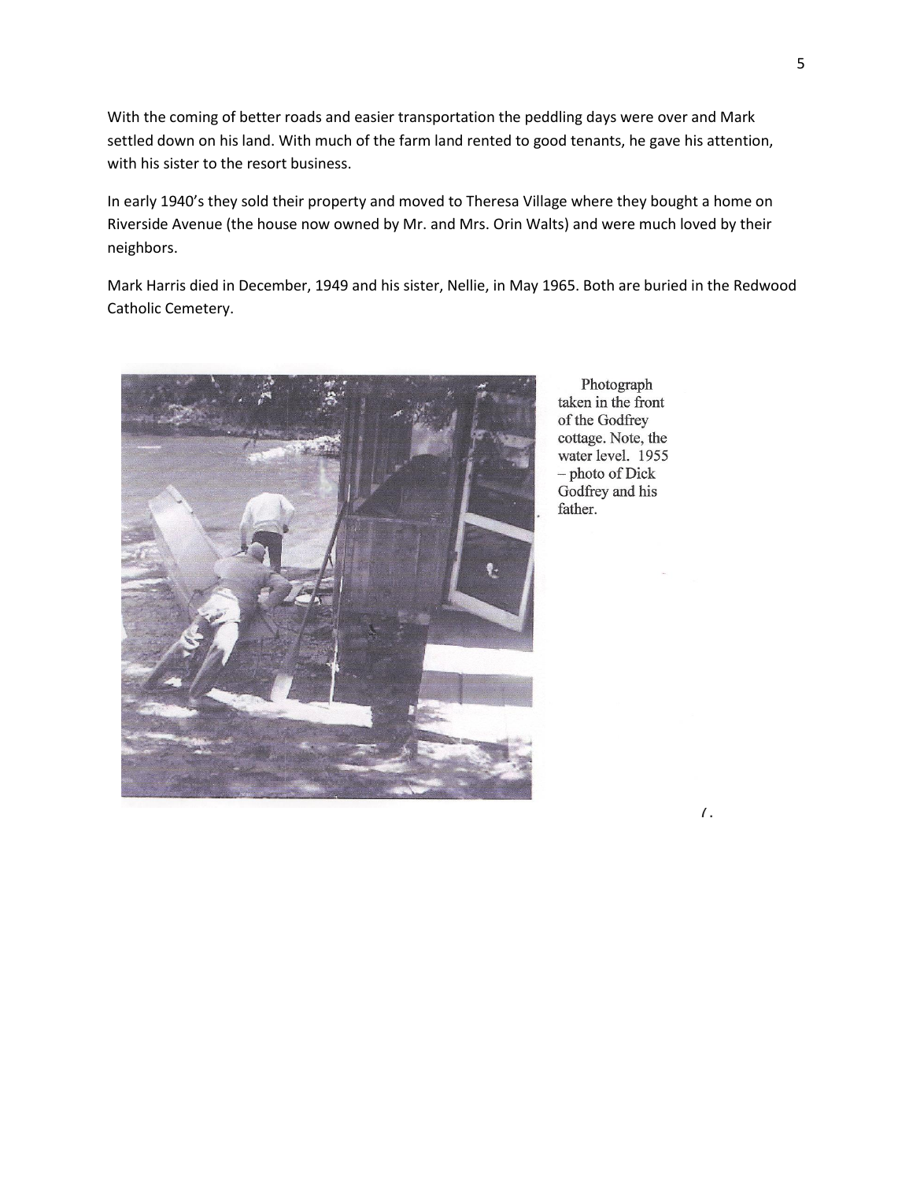With the coming of better roads and easier transportation the peddling days were over and Mark settled down on his land. With much of the farm land rented to good tenants, he gave his attention, with his sister to the resort business.

In early 1940's they sold their property and moved to Theresa Village where they bought a home on Riverside Avenue (the house now owned by Mr. and Mrs. Orin Walts) and were much loved by their neighbors.

Mark Harris died in December, 1949 and his sister, Nellie, in May 1965. Both are buried in the Redwood Catholic Cemetery.

Photograph taken in the front of the Godfrey cottage. Note, the water level. 1955 – photo of Dick Godfrey and his father.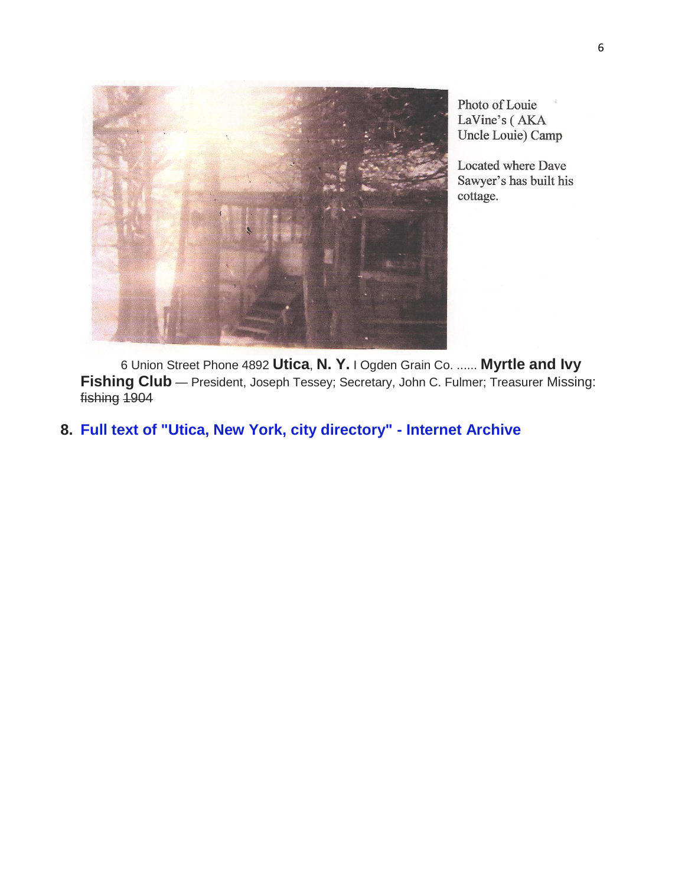Photo of Louie LaVine's ( AKA Uncle Louie) Camp

Located where Dave Sawyer's has built his cottage.

6 Union Street Phone 4892 **Utica**, **N. Y.** I Ogden Grain Co. ...... **Myrtle and Ivy Fishing Club** — President, Joseph Tessey; Secretary, John C. Fulmer; Treasurer Missing: ~~fishing~~ ~~1904~~

8. **Full text of "Utica, New York, city directory" - Internet Archive**